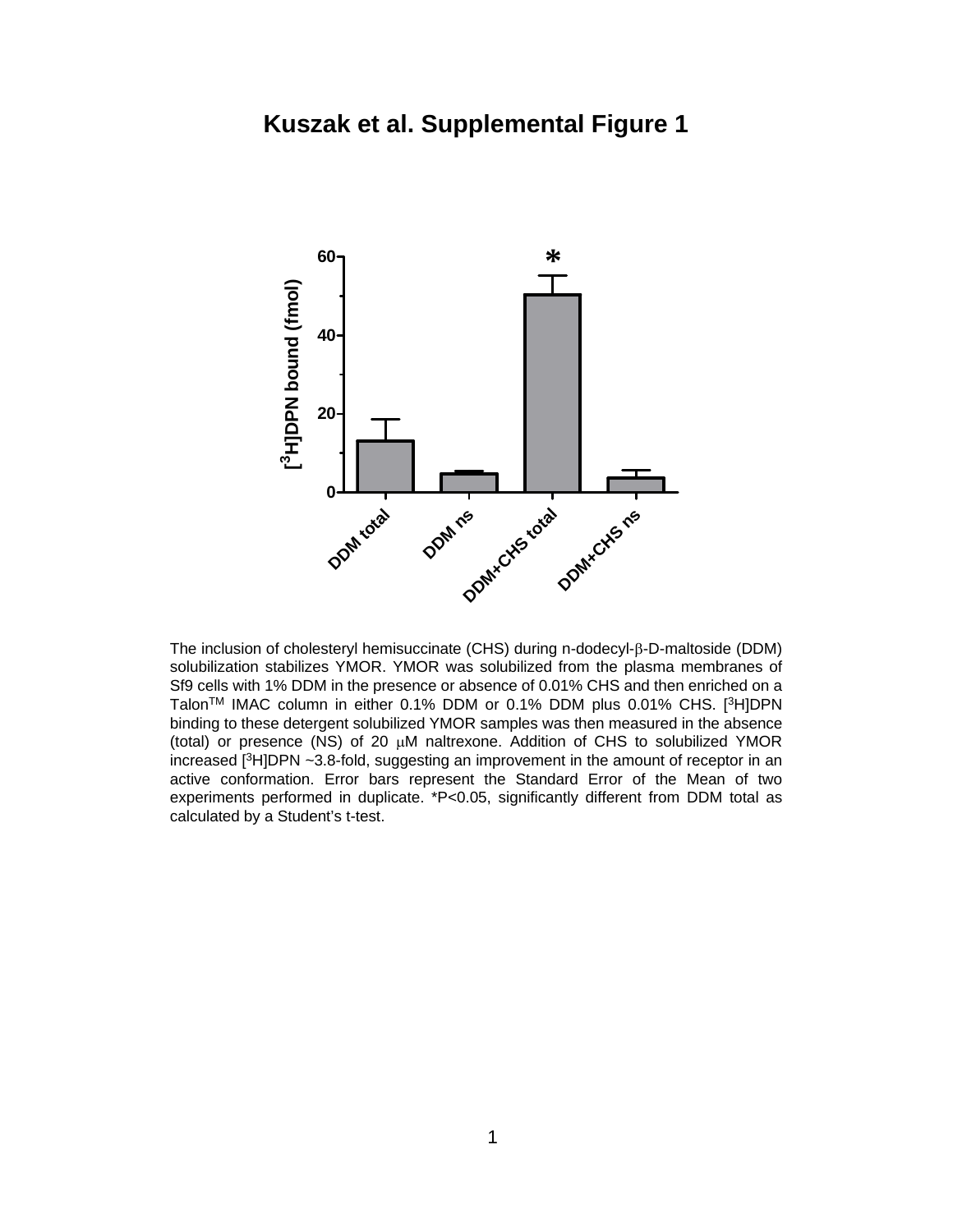# Kuszak et al. Supplemental Figure 1

The inclusion of cholesteryl hemisuccinate (CHS) during n-dodecyl-β-D-maltoside (DDM) solubilization stabilizes YMOR. YMOR was solubilized from the plasma membranes of Sf9 cells with 1% DDM in the presence or absence of 0.01% CHS and then enriched on a Talon™ IMAC column in either 0.1% DDM or 0.1% DDM plus 0.01% CHS. [$^3$H]DPN binding to these detergent solubilized YMOR samples was then measured in the absence (total) or presence (NS) of 20 μM naltrexone. Addition of CHS to solubilized YMOR increased [$^3$H]DPN ~3.8-fold, suggesting an improvement in the amount of receptor in an active conformation. Error bars represent the Standard Error of the Mean of two experiments performed in duplicate. *$P<0.05$, significantly different from DDM total as calculated by a Student's t-test.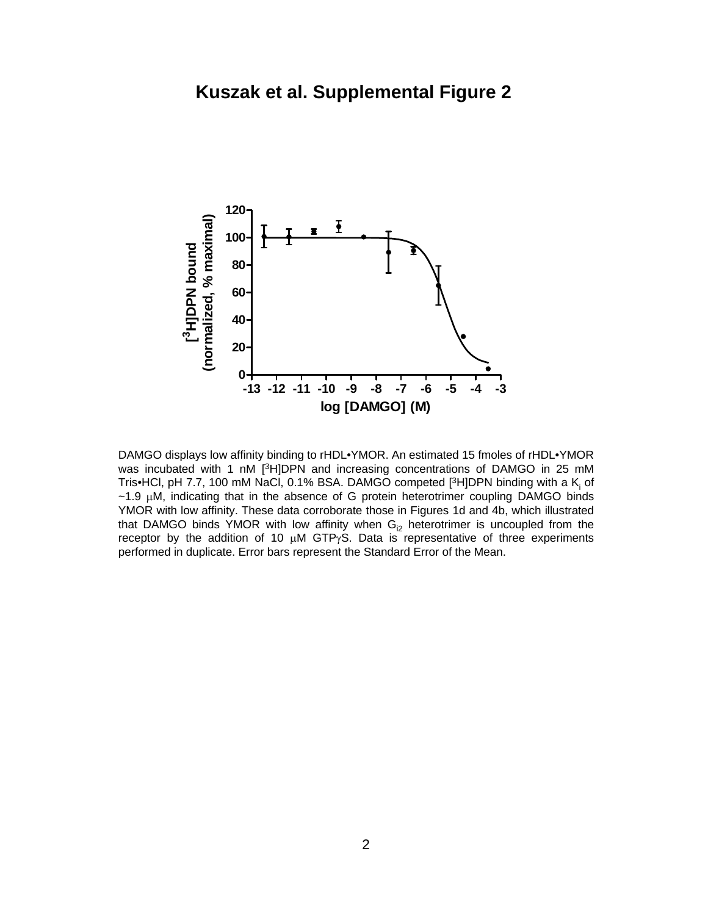# Kuszak et al. Supplemental Figure 2

DAMGO displays low affinity binding to rHDL•YMOR. An estimated 15 fmoles of rHDL•YMOR was incubated with 1 nM [$^3$H]DPN and increasing concentrations of DAMGO in 25 mM Tris•HCl, pH 7.7, 100 mM NaCl, 0.1% BSA. DAMGO competed [$^3$H]DPN binding with a $K_i$ of ~1.9 μM, indicating that in the absence of G protein heterotrimer coupling DAMGO binds YMOR with low affinity. These data corroborate those in Figures 1d and 4b, which illustrated that DAMGO binds YMOR with low affinity when $G_{i2}$ heterotrimer is uncoupled from the receptor by the addition of 10 μM GTPγS. Data is representative of three experiments performed in duplicate. Error bars represent the Standard Error of the Mean.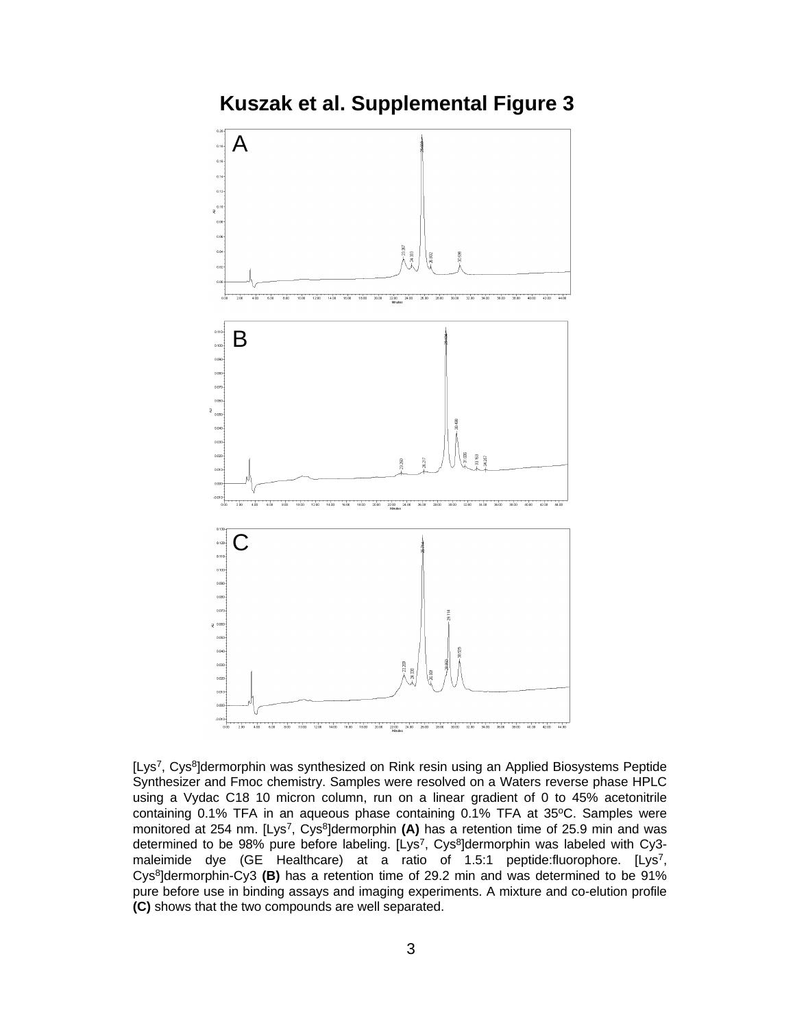# Kuszak et al. Supplemental Figure 3

[Lys[7], Cys[8]]dermorphin was synthesized on Rink resin using an Applied Biosystems Peptide Synthesizer and Fmoc chemistry. Samples were resolved on a Waters reverse phase HPLC using a Vydac C18 10 micron column, run on a linear gradient of 0 to 45% acetonitrile containing 0.1% TFA in an aqueous phase containing 0.1% TFA at 35°C. Samples were monitored at 254 nm. [Lys[7], Cys[8]]dermorphin **(A)** has a retention time of 25.9 min and was determined to be 98% pure before labeling. [Lys[7], Cys[8]]dermorphin was labeled with Cy3-maleimide dye (GE Healthcare) at a ratio of 1.5:1 peptide:fluorophore. [Lys[7], Cys[8]]dermorphin-Cy3 **(B)** has a retention time of 29.2 min and was determined to be 91% pure before use in binding assays and imaging experiments. A mixture and co-elution profile **(C)** shows that the two compounds are well separated.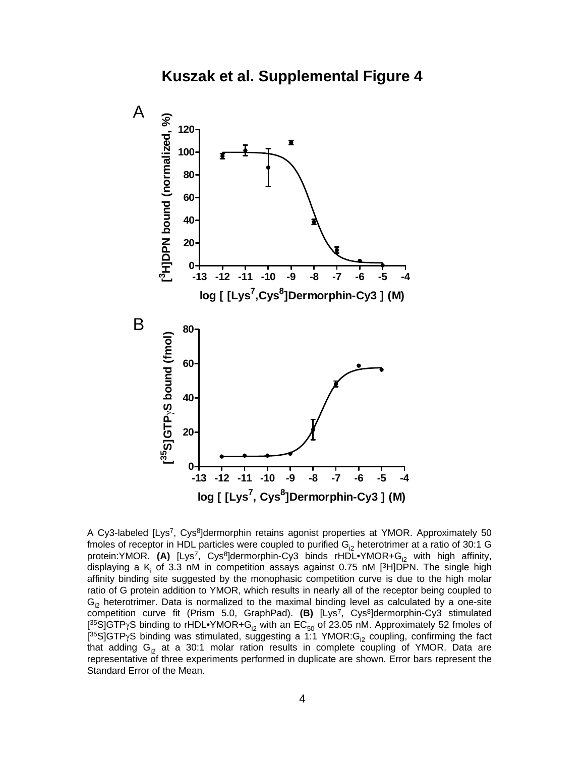# Kuszak et al. Supplemental Figure 4

A

120
100
80
60
40
20
0

$[^3H]$DPN bound (normalized, %)

-13 -12 -11 -10 -9 -8 -7 -6 -5 -4

log [ $[Lys^7,Cys^8]$Dermorphin-Cy3 ] (M)

B

80
60
40
20
0

$[^{35}S]GTP\gamma S$ bound (fmol)

-13 -12 -11 -10 -9 -8 -7 -6 -5 -4

log [ $[Lys^7, Cys^8]$Dermorphin-Cy3 ] (M)

A Cy3-labeled $[Lys^7, Cys^8]$dermorphin retains agonist properties at YMOR. Approximately 50 fmoles of receptor in HDL particles were coupled to purified $G_{i2}$ heterotrimer at a ratio of 30:1 G protein:YMOR. **(A)** $[Lys^7, Cys^8]$dermorphin-Cy3 binds rHDL•YMOR+$G_{i2}$ with high affinity, displaying a $K_i$ of 3.3 nM in competition assays against 0.75 nM $[^3H]$DPN. The single high affinity binding site suggested by the monophasic competition curve is due to the high molar ratio of G protein addition to YMOR, which results in nearly all of the receptor being coupled to $G_{i2}$ heterotrimer. Data is normalized to the maximal binding level as calculated by a one-site competition curve fit (Prism 5.0, GraphPad). **(B)** $[Lys^7, Cys^8]$dermorphin-Cy3 stimulated $[^{35}S]GTP\gamma S$ binding to rHDL•YMOR+$G_{i2}$ with an $EC_{50}$ of 23.05 nM. Approximately 52 fmoles of $[^{35}S]GTP\gamma S$ binding was stimulated, suggesting a 1:1 YMOR:$G_{i2}$ coupling, confirming the fact that adding $G_{i2}$ at a 30:1 molar ration results in complete coupling of YMOR. Data are representative of three experiments performed in duplicate are shown. Error bars represent the Standard Error of the Mean.